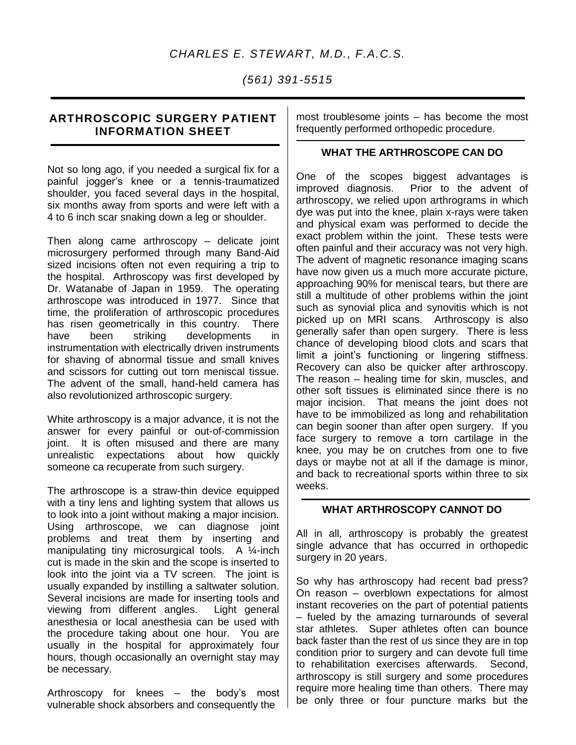*CHARLES E. STEWART, M.D., F.A.C.S.*

*(561) 391-5515*

## ARTHROSCOPIC SURGERY PATIENT INFORMATION SHEET

Not so long ago, if you needed a surgical fix for a painful jogger's knee or a tennis-traumatized shoulder, you faced several days in the hospital, six months away from sports and were left with a 4 to 6 inch scar snaking down a leg or shoulder.

Then along came arthroscopy – delicate joint microsurgery performed through many Band-Aid sized incisions often not even requiring a trip to the hospital. Arthroscopy was first developed by Dr. Watanabe of Japan in 1959. The operating arthroscope was introduced in 1977. Since that time, the proliferation of arthroscopic procedures has risen geometrically in this country. There have been striking developments in instrumentation with electrically driven instruments for shaving of abnormal tissue and small knives and scissors for cutting out torn meniscal tissue. The advent of the small, hand-held camera has also revolutionized arthroscopic surgery.

White arthroscopy is a major advance, it is not the answer for every painful or out-of-commission joint. It is often misused and there are many unrealistic expectations about how quickly someone ca recuperate from such surgery.

The arthroscope is a straw-thin device equipped with a tiny lens and lighting system that allows us to look into a joint without making a major incision. Using arthroscope, we can diagnose joint problems and treat them by inserting and manipulating tiny microsurgical tools. A ¼-inch cut is made in the skin and the scope is inserted to look into the joint via a TV screen. The joint is usually expanded by instilling a saltwater solution. Several incisions are made for inserting tools and viewing from different angles. Light general anesthesia or local anesthesia can be used with the procedure taking about one hour. You are usually in the hospital for approximately four hours, though occasionally an overnight stay may be necessary.

Arthroscopy for knees – the body's most vulnerable shock absorbers and consequently the most troublesome joints – has become the most frequently performed orthopedic procedure.

### WHAT THE ARTHROSCOPE CAN DO

One of the scopes biggest advantages is improved diagnosis. Prior to the advent of arthroscopy, we relied upon arthrograms in which dye was put into the knee, plain x-rays were taken and physical exam was performed to decide the exact problem within the joint. These tests were often painful and their accuracy was not very high. The advent of magnetic resonance imaging scans have now given us a much more accurate picture, approaching 90% for meniscal tears, but there are still a multitude of other problems within the joint such as synovial plica and synovitis which is not picked up on MRI scans. Arthroscopy is also generally safer than open surgery. There is less chance of developing blood clots and scars that limit a joint's functioning or lingering stiffness. Recovery can also be quicker after arthroscopy. The reason – healing time for skin, muscles, and other soft tissues is eliminated since there is no major incision. That means the joint does not have to be immobilized as long and rehabilitation can begin sooner than after open surgery. If you face surgery to remove a torn cartilage in the knee, you may be on crutches from one to five days or maybe not at all if the damage is minor, and back to recreational sports within three to six weeks.

### WHAT ARTHROSCOPY CANNOT DO

All in all, arthroscopy is probably the greatest single advance that has occurred in orthopedic surgery in 20 years.

So why has arthroscopy had recent bad press? On reason – overblown expectations for almost instant recoveries on the part of potential patients – fueled by the amazing turnarounds of several star athletes. Super athletes often can bounce back faster than the rest of us since they are in top condition prior to surgery and can devote full time to rehabilitation exercises afterwards. Second, arthroscopy is still surgery and some procedures require more healing time than others. There may be only three or four puncture marks but the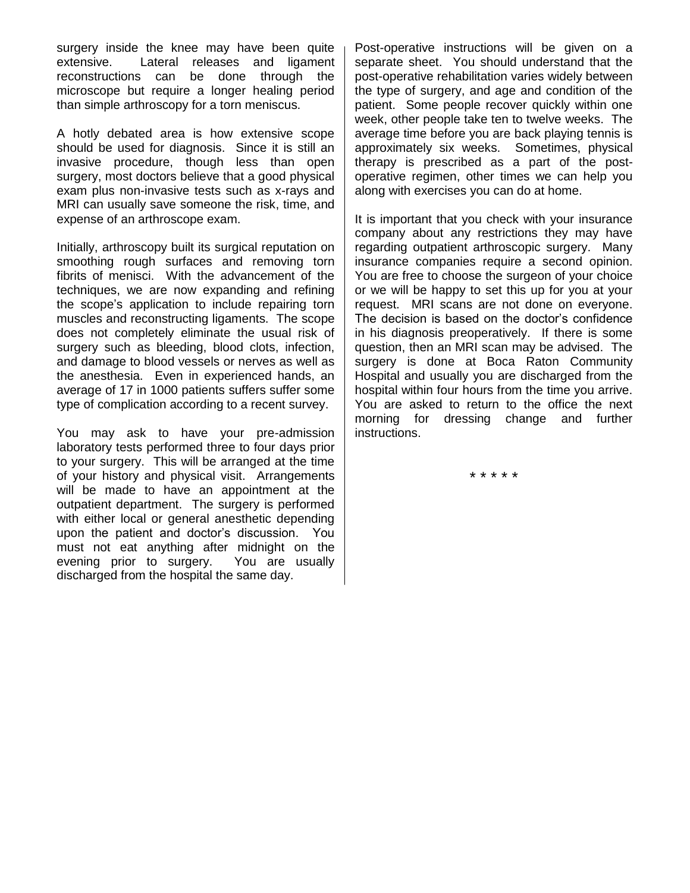surgery inside the knee may have been quite extensive. Lateral releases and ligament reconstructions can be done through the microscope but require a longer healing period than simple arthroscopy for a torn meniscus.

A hotly debated area is how extensive scope should be used for diagnosis. Since it is still an invasive procedure, though less than open surgery, most doctors believe that a good physical exam plus non-invasive tests such as x-rays and MRI can usually save someone the risk, time, and expense of an arthroscope exam.

Initially, arthroscopy built its surgical reputation on smoothing rough surfaces and removing torn fibrits of menisci. With the advancement of the techniques, we are now expanding and refining the scope's application to include repairing torn muscles and reconstructing ligaments. The scope does not completely eliminate the usual risk of surgery such as bleeding, blood clots, infection, and damage to blood vessels or nerves as well as the anesthesia. Even in experienced hands, an average of 17 in 1000 patients suffers suffer some type of complication according to a recent survey.

You may ask to have your pre-admission laboratory tests performed three to four days prior to your surgery. This will be arranged at the time of your history and physical visit. Arrangements will be made to have an appointment at the outpatient department. The surgery is performed with either local or general anesthetic depending upon the patient and doctor's discussion. You must not eat anything after midnight on the evening prior to surgery. You are usually discharged from the hospital the same day.

Post-operative instructions will be given on a separate sheet. You should understand that the post-operative rehabilitation varies widely between the type of surgery, and age and condition of the patient. Some people recover quickly within one week, other people take ten to twelve weeks. The average time before you are back playing tennis is approximately six weeks. Sometimes, physical therapy is prescribed as a part of the post-operative regimen, other times we can help you along with exercises you can do at home.

It is important that you check with your insurance company about any restrictions they may have regarding outpatient arthroscopic surgery. Many insurance companies require a second opinion. You are free to choose the surgeon of your choice or we will be happy to set this up for you at your request. MRI scans are not done on everyone. The decision is based on the doctor's confidence in his diagnosis preoperatively. If there is some question, then an MRI scan may be advised. The surgery is done at Boca Raton Community Hospital and usually you are discharged from the hospital within four hours from the time you arrive. You are asked to return to the office the next morning for dressing change and further instructions.

\* \* \* \* \*